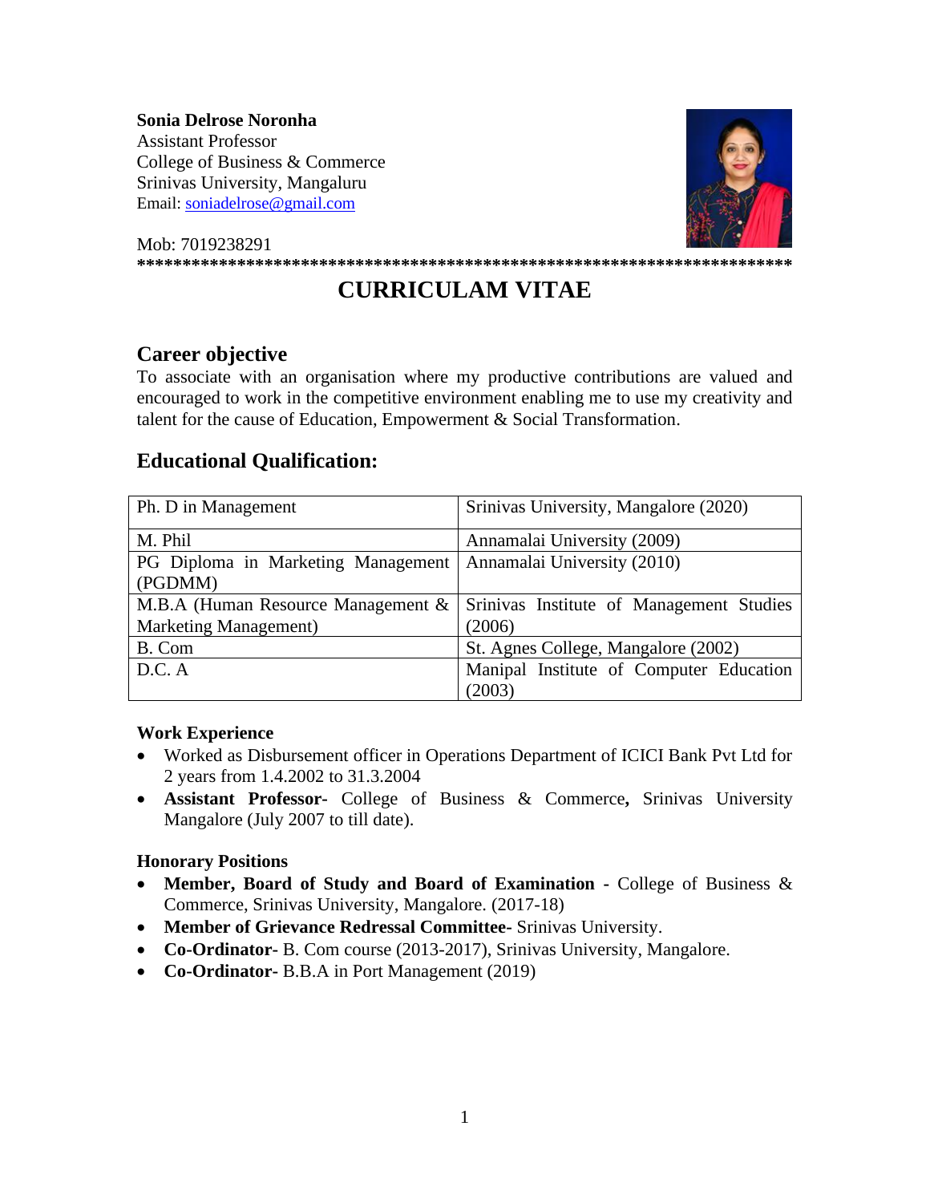**Sonia Delrose Noronha**
Assistant Professor
College of Business & Commerce
Srinivas University, Mangaluru
Email: soniadelrose@gmail.com

Mob: 7019238291

*************************************************************************

# CURRICULAM VITAE

## Career objective

To associate with an organisation where my productive contributions are valued and encouraged to work in the competitive environment enabling me to use my creativity and talent for the cause of Education, Empowerment & Social Transformation.

## Educational Qualification:

| | |
|---|---|
| Ph. D in Management | Srinivas University, Mangalore (2020) |
| M. Phil | Annamalai University (2009) |
| PG Diploma in Marketing Management (PGDMM) | Annamalai University (2010) |
| M.B.A (Human Resource Management & Marketing Management) | Srinivas Institute of Management Studies (2006) |
| B. Com | St. Agnes College, Mangalore (2002) |
| D.C. A | Manipal Institute of Computer Education (2003) |

### Work Experience

- Worked as Disbursement officer in Operations Department of ICICI Bank Pvt Ltd for 2 years from 1.4.2002 to 31.3.2004
- **Assistant Professor**- College of Business & Commerce**,** Srinivas University Mangalore (July 2007 to till date).

### Honorary Positions

- **Member, Board of Study and Board of Examination** - College of Business & Commerce, Srinivas University, Mangalore. (2017-18)
- **Member of Grievance Redressal Committee-** Srinivas University.
- **Co-Ordinator-** B. Com course (2013-2017), Srinivas University, Mangalore.
- **Co-Ordinator-** B.B.A in Port Management (2019)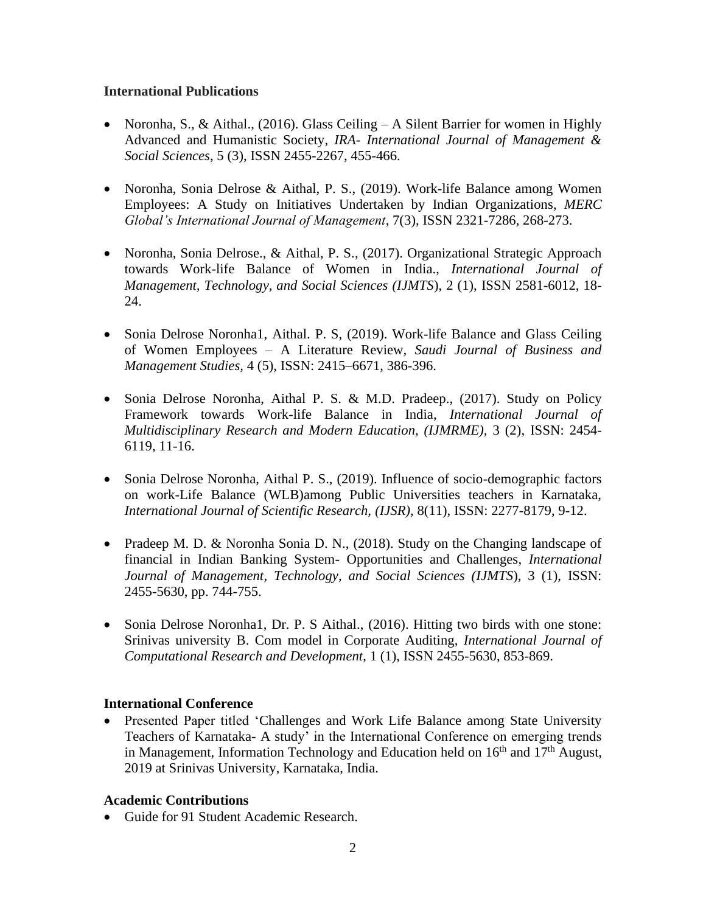**International Publications**

- Noronha, S., & Aithal., (2016). Glass Ceiling – A Silent Barrier for women in Highly Advanced and Humanistic Society, *IRA- International Journal of Management & Social Sciences*, 5 (3), ISSN 2455-2267, 455-466.

- Noronha, Sonia Delrose & Aithal, P. S., (2019). Work-life Balance among Women Employees: A Study on Initiatives Undertaken by Indian Organizations, *MERC Global's International Journal of Management*, 7(3), ISSN 2321-7286, 268-273.

- Noronha, Sonia Delrose., & Aithal, P. S., (2017). Organizational Strategic Approach towards Work-life Balance of Women in India., *International Journal of Management, Technology, and Social Sciences (IJMTS*), 2 (1), ISSN 2581-6012, 18-24.

- Sonia Delrose Noronha1, Aithal. P. S, (2019). Work-life Balance and Glass Ceiling of Women Employees – A Literature Review, *Saudi Journal of Business and Management Studies,* 4 (5), ISSN: 2415–6671, 386-396.

- Sonia Delrose Noronha, Aithal P. S. & M.D. Pradeep., (2017). Study on Policy Framework towards Work-life Balance in India, *International Journal of Multidisciplinary Research and Modern Education, (IJMRME),* 3 (2), ISSN: 2454-6119, 11-16.

- Sonia Delrose Noronha, Aithal P. S., (2019). Influence of socio-demographic factors on work-Life Balance (WLB)among Public Universities teachers in Karnataka, *International Journal of Scientific Research, (IJSR),* 8(11), ISSN: 2277-8179, 9-12.

- Pradeep M. D. & Noronha Sonia D. N., (2018). Study on the Changing landscape of financial in Indian Banking System- Opportunities and Challenges, *International Journal of Management, Technology, and Social Sciences (IJMTS*), 3 (1), ISSN: 2455-5630, pp. 744-755.

- Sonia Delrose Noronha1, Dr. P. S Aithal., (2016). Hitting two birds with one stone: Srinivas university B. Com model in Corporate Auditing, *International Journal of Computational Research and Development*, 1 (1), ISSN 2455-5630, 853-869.

**International Conference**

- Presented Paper titled 'Challenges and Work Life Balance among State University Teachers of Karnataka- A study' in the International Conference on emerging trends in Management, Information Technology and Education held on 16th and 17th August, 2019 at Srinivas University, Karnataka, India.

**Academic Contributions**

- Guide for 91 Student Academic Research.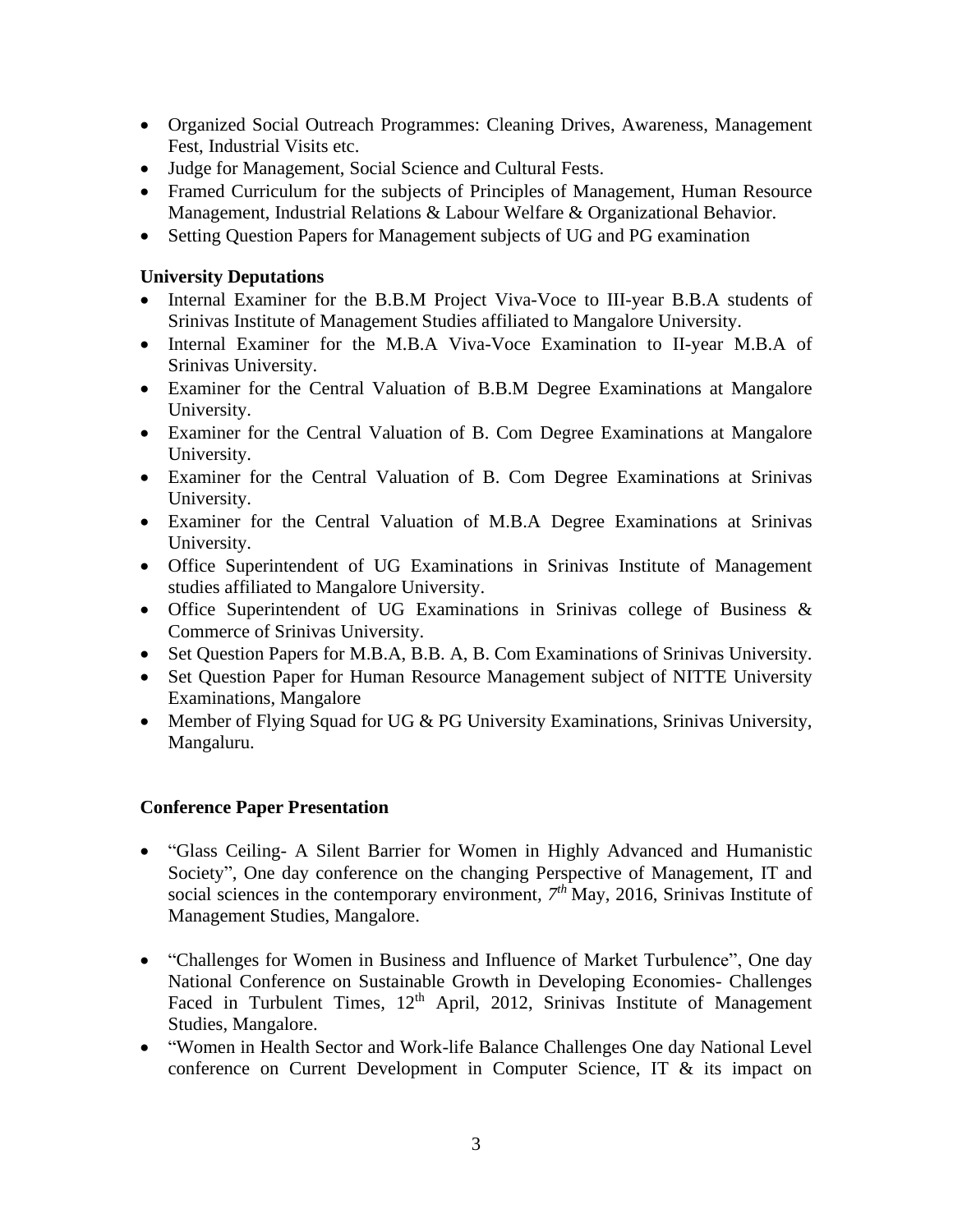- Organized Social Outreach Programmes: Cleaning Drives, Awareness, Management Fest, Industrial Visits etc.
- Judge for Management, Social Science and Cultural Fests.
- Framed Curriculum for the subjects of Principles of Management, Human Resource Management, Industrial Relations & Labour Welfare & Organizational Behavior.
- Setting Question Papers for Management subjects of UG and PG examination

**University Deputations**

- Internal Examiner for the B.B.M Project Viva-Voce to III-year B.B.A students of Srinivas Institute of Management Studies affiliated to Mangalore University.
- Internal Examiner for the M.B.A Viva-Voce Examination to II-year M.B.A of Srinivas University.
- Examiner for the Central Valuation of B.B.M Degree Examinations at Mangalore University.
- Examiner for the Central Valuation of B. Com Degree Examinations at Mangalore University.
- Examiner for the Central Valuation of B. Com Degree Examinations at Srinivas University.
- Examiner for the Central Valuation of M.B.A Degree Examinations at Srinivas University.
- Office Superintendent of UG Examinations in Srinivas Institute of Management studies affiliated to Mangalore University.
- Office Superintendent of UG Examinations in Srinivas college of Business & Commerce of Srinivas University.
- Set Question Papers for M.B.A, B.B. A, B. Com Examinations of Srinivas University.
- Set Question Paper for Human Resource Management subject of NITTE University Examinations, Mangalore
- Member of Flying Squad for UG & PG University Examinations, Srinivas University, Mangaluru.

**Conference Paper Presentation**

- "Glass Ceiling- A Silent Barrier for Women in Highly Advanced and Humanistic Society", One day conference on the changing Perspective of Management, IT and social sciences in the contemporary environment, *7th* May, 2016, Srinivas Institute of Management Studies, Mangalore.
- "Challenges for Women in Business and Influence of Market Turbulence", One day National Conference on Sustainable Growth in Developing Economies- Challenges Faced in Turbulent Times, 12th April, 2012, Srinivas Institute of Management Studies, Mangalore.
- "Women in Health Sector and Work-life Balance Challenges One day National Level conference on Current Development in Computer Science, IT & its impact on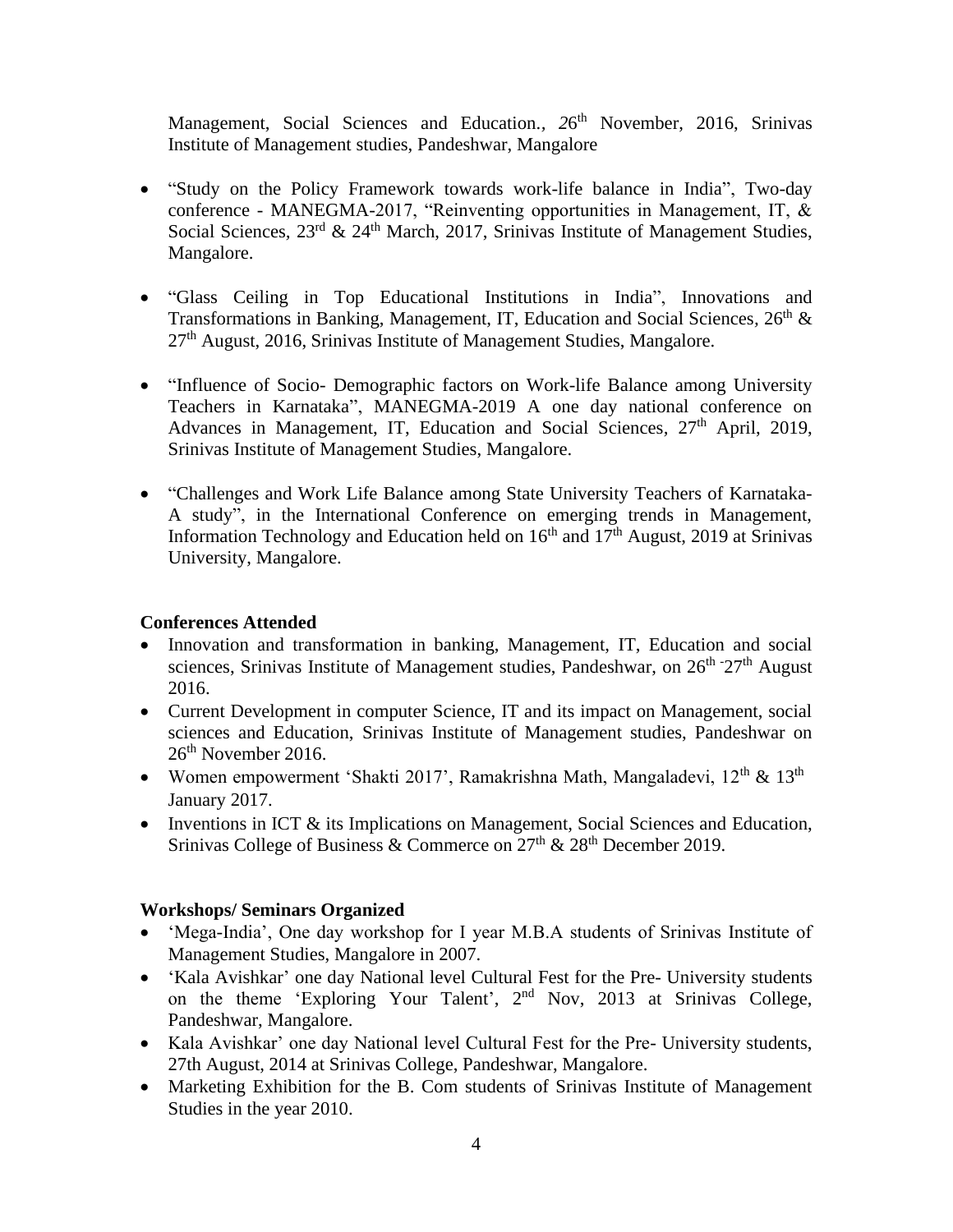Management, Social Sciences and Education., 26th November, 2016, Srinivas Institute of Management studies, Pandeshwar, Mangalore

- "Study on the Policy Framework towards work-life balance in India", Two-day conference - MANEGMA-2017, "Reinventing opportunities in Management, IT, & Social Sciences, 23rd & 24th March, 2017, Srinivas Institute of Management Studies, Mangalore.

- "Glass Ceiling in Top Educational Institutions in India", Innovations and Transformations in Banking, Management, IT, Education and Social Sciences, 26th & 27th August, 2016, Srinivas Institute of Management Studies, Mangalore.

- "Influence of Socio- Demographic factors on Work-life Balance among University Teachers in Karnataka", MANEGMA-2019 A one day national conference on Advances in Management, IT, Education and Social Sciences, 27th April, 2019, Srinivas Institute of Management Studies, Mangalore.

- "Challenges and Work Life Balance among State University Teachers of Karnataka- A study", in the International Conference on emerging trends in Management, Information Technology and Education held on 16th and 17th August, 2019 at Srinivas University, Mangalore.

**Conferences Attended**

- Innovation and transformation in banking, Management, IT, Education and social sciences, Srinivas Institute of Management studies, Pandeshwar, on 26th -27th August 2016.
- Current Development in computer Science, IT and its impact on Management, social sciences and Education, Srinivas Institute of Management studies, Pandeshwar on 26th November 2016.
- Women empowerment 'Shakti 2017', Ramakrishna Math, Mangaladevi, 12th & 13th January 2017.
- Inventions in ICT & its Implications on Management, Social Sciences and Education, Srinivas College of Business & Commerce on 27th & 28th December 2019.

**Workshops/ Seminars Organized**

- 'Mega-India', One day workshop for I year M.B.A students of Srinivas Institute of Management Studies, Mangalore in 2007.
- 'Kala Avishkar' one day National level Cultural Fest for the Pre- University students on the theme 'Exploring Your Talent', 2nd Nov, 2013 at Srinivas College, Pandeshwar, Mangalore.
- Kala Avishkar' one day National level Cultural Fest for the Pre- University students, 27th August, 2014 at Srinivas College, Pandeshwar, Mangalore.
- Marketing Exhibition for the B. Com students of Srinivas Institute of Management Studies in the year 2010.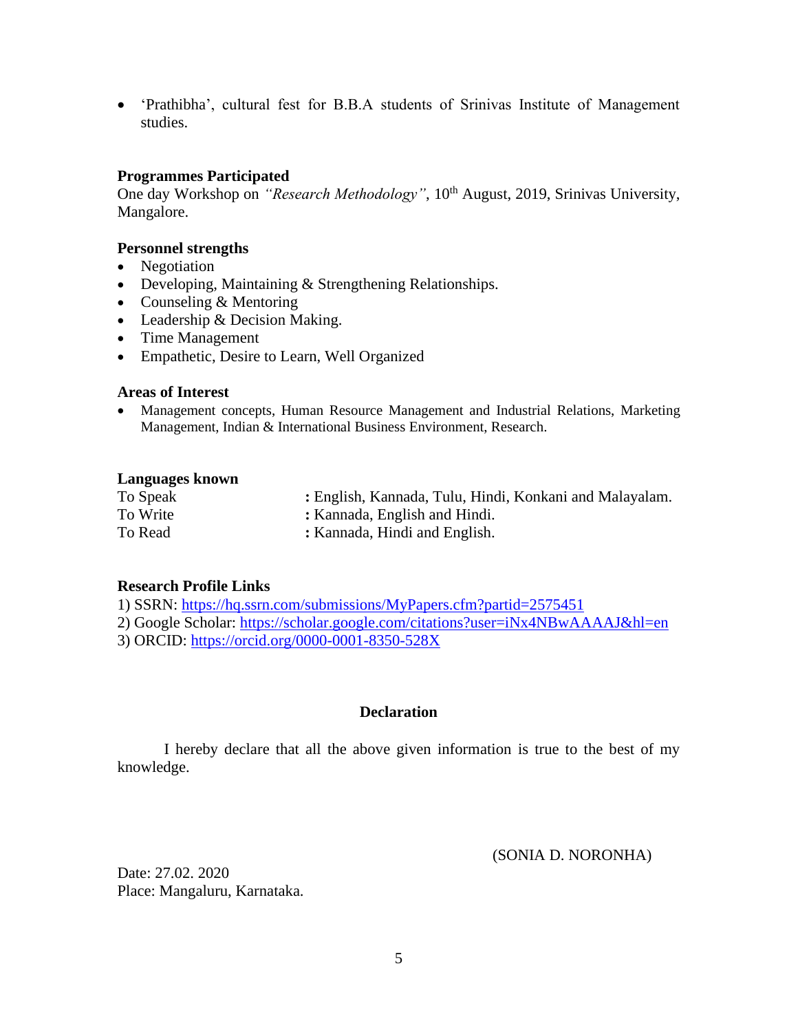- 'Prathibha', cultural fest for B.B.A students of Srinivas Institute of Management studies.

**Programmes Participated**

One day Workshop on *"Research Methodology"*, 10th August, 2019, Srinivas University, Mangalore.

**Personnel strengths**

- Negotiation
- Developing, Maintaining & Strengthening Relationships.
- Counseling & Mentoring
- Leadership & Decision Making.
- Time Management
- Empathetic, Desire to Learn, Well Organized

**Areas of Interest**

- Management concepts, Human Resource Management and Industrial Relations, Marketing Management, Indian & International Business Environment, Research.

**Languages known**

| | |
|---|---|
| To Speak | **:** English, Kannada, Tulu, Hindi, Konkani and Malayalam. |
| To Write | **:** Kannada, English and Hindi. |
| To Read | **:** Kannada, Hindi and English. |

**Research Profile Links**

1) SSRN: https://hq.ssrn.com/submissions/MyPapers.cfm?partid=2575451
2) Google Scholar: https://scholar.google.com/citations?user=iNx4NBwAAAAJ&hl=en
3) ORCID: https://orcid.org/0000-0001-8350-528X

**Declaration**

I hereby declare that all the above given information is true to the best of my knowledge.

(SONIA D. NORONHA)

Date: 27.02. 2020
Place: Mangaluru, Karnataka.